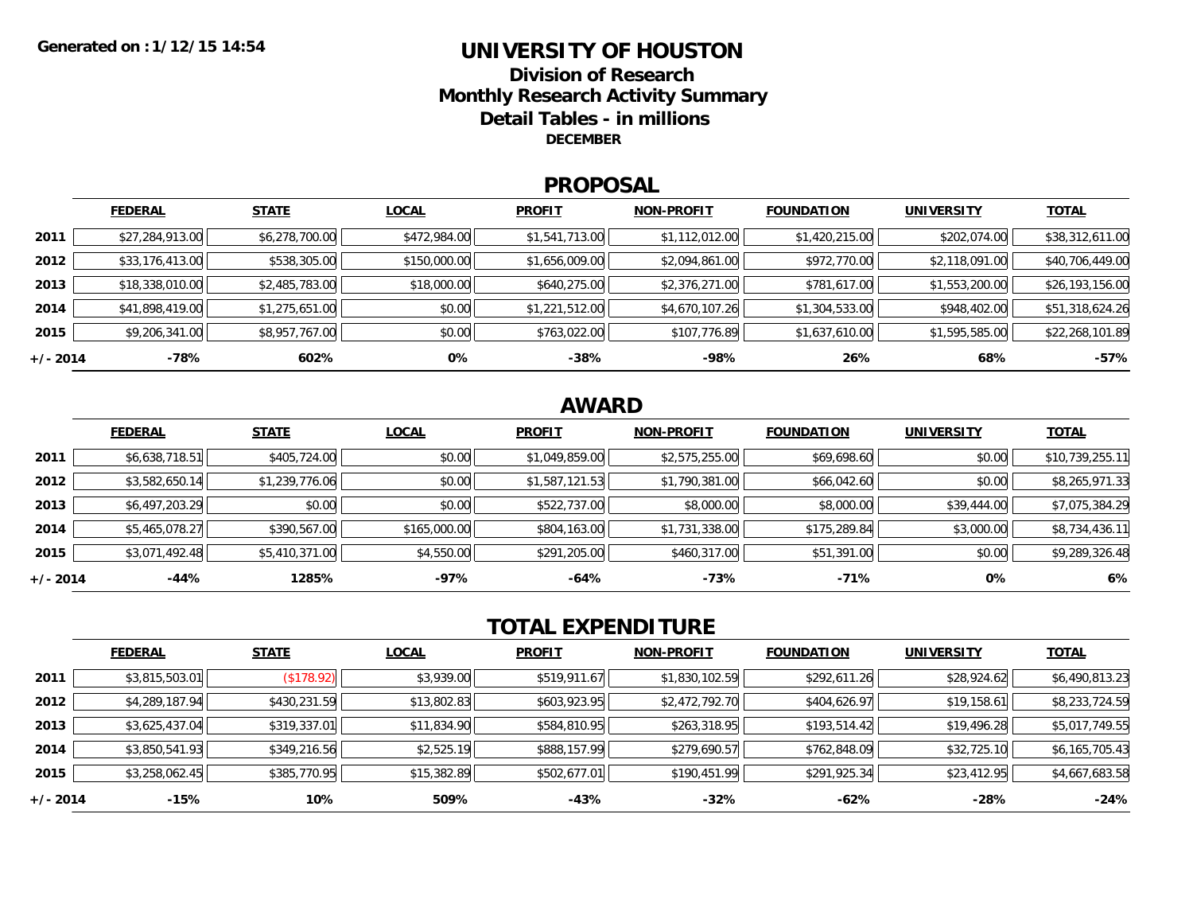Generated on : 1/12/15 14:54

# UNIVERSITY OF HOUSTON

## Division of Research

## Monthly Research Activity Summary

## Detail Tables - in millions

**DECEMBER**

## PROPOSAL

| | FEDERAL | STATE | LOCAL | PROFIT | NON-PROFIT | FOUNDATION | UNIVERSITY | TOTAL |
|---|---|---|---|---|---|---|---|---|
| 2011 | $27,284,913.00 | $6,278,700.00 | $472,984.00 | $1,541,713.00 | $1,112,012.00 | $1,420,215.00 | $202,074.00 | $38,312,611.00 |
| 2012 | $33,176,413.00 | $538,305.00 | $150,000.00 | $1,656,009.00 | $2,094,861.00 | $972,770.00 | $2,118,091.00 | $40,706,449.00 |
| 2013 | $18,338,010.00 | $2,485,783.00 | $18,000.00 | $640,275.00 | $2,376,271.00 | $781,617.00 | $1,553,200.00 | $26,193,156.00 |
| 2014 | $41,898,419.00 | $1,275,651.00 | $0.00 | $1,221,512.00 | $4,670,107.26 | $1,304,533.00 | $948,402.00 | $51,318,624.26 |
| 2015 | $9,206,341.00 | $8,957,767.00 | $0.00 | $763,022.00 | $107,776.89 | $1,637,610.00 | $1,595,585.00 | $22,268,101.89 |
| +/- 2014 | -78% | 602% | 0% | -38% | -98% | 26% | 68% | -57% |

## AWARD

| | FEDERAL | STATE | LOCAL | PROFIT | NON-PROFIT | FOUNDATION | UNIVERSITY | TOTAL |
|---|---|---|---|---|---|---|---|---|
| 2011 | $6,638,718.51 | $405,724.00 | $0.00 | $1,049,859.00 | $2,575,255.00 | $69,698.60 | $0.00 | $10,739,255.11 |
| 2012 | $3,582,650.14 | $1,239,776.06 | $0.00 | $1,587,121.53 | $1,790,381.00 | $66,042.60 | $0.00 | $8,265,971.33 |
| 2013 | $6,497,203.29 | $0.00 | $0.00 | $522,737.00 | $8,000.00 | $8,000.00 | $39,444.00 | $7,075,384.29 |
| 2014 | $5,465,078.27 | $390,567.00 | $165,000.00 | $804,163.00 | $1,731,338.00 | $175,289.84 | $3,000.00 | $8,734,436.11 |
| 2015 | $3,071,492.48 | $5,410,371.00 | $4,550.00 | $291,205.00 | $460,317.00 | $51,391.00 | $0.00 | $9,289,326.48 |
| +/- 2014 | -44% | 1285% | -97% | -64% | -73% | -71% | 0% | 6% |

## TOTAL EXPENDITURE

| | FEDERAL | STATE | LOCAL | PROFIT | NON-PROFIT | FOUNDATION | UNIVERSITY | TOTAL |
|---|---|---|---|---|---|---|---|---|
| 2011 | $3,815,503.01 | ($178.92) | $3,939.00 | $519,911.67 | $1,830,102.59 | $292,611.26 | $28,924.62 | $6,490,813.23 |
| 2012 | $4,289,187.94 | $430,231.59 | $13,802.83 | $603,923.95 | $2,472,792.70 | $404,626.97 | $19,158.61 | $8,233,724.59 |
| 2013 | $3,625,437.04 | $319,337.01 | $11,834.90 | $584,810.95 | $263,318.95 | $193,514.42 | $19,496.28 | $5,017,749.55 |
| 2014 | $3,850,541.93 | $349,216.56 | $2,525.19 | $888,157.99 | $279,690.57 | $762,848.09 | $32,725.10 | $6,165,705.43 |
| 2015 | $3,258,062.45 | $385,770.95 | $15,382.89 | $502,677.01 | $190,451.99 | $291,925.34 | $23,412.95 | $4,667,683.58 |
| +/- 2014 | -15% | 10% | 509% | -43% | -32% | -62% | -28% | -24% |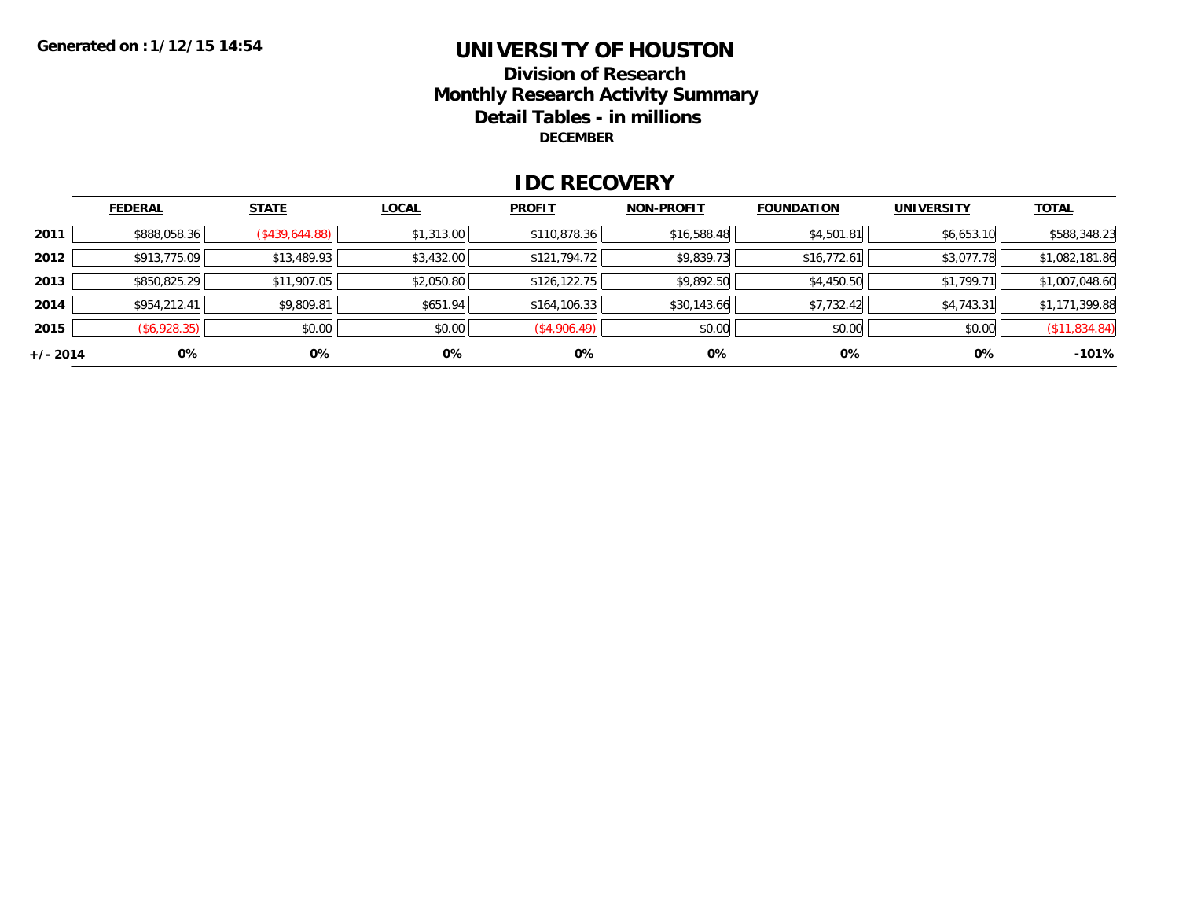**Generated on :1/12/15 14:54**

# UNIVERSITY OF HOUSTON

## Division of Research

## Monthly Research Activity Summary

## Detail Tables - in millions

**DECEMBER**

## IDC RECOVERY

| | FEDERAL | STATE | LOCAL | PROFIT | NON-PROFIT | FOUNDATION | UNIVERSITY | TOTAL |
|---|---|---|---|---|---|---|---|---|
| 2011 | $888,058.36 | ($439,644.88) | $1,313.00 | $110,878.36 | $16,588.48 | $4,501.81 | $6,653.10 | $588,348.23 |
| 2012 | $913,775.09 | $13,489.93 | $3,432.00 | $121,794.72 | $9,839.73 | $16,772.61 | $3,077.78 | $1,082,181.86 |
| 2013 | $850,825.29 | $11,907.05 | $2,050.80 | $126,122.75 | $9,892.50 | $4,450.50 | $1,799.71 | $1,007,048.60 |
| 2014 | $954,212.41 | $9,809.81 | $651.94 | $164,106.33 | $30,143.66 | $7,732.42 | $4,743.31 | $1,171,399.88 |
| 2015 | ($6,928.35) | $0.00 | $0.00 | ($4,906.49) | $0.00 | $0.00 | $0.00 | ($11,834.84) |
| +/- 2014 | 0% | 0% | 0% | 0% | 0% | 0% | 0% | -101% |